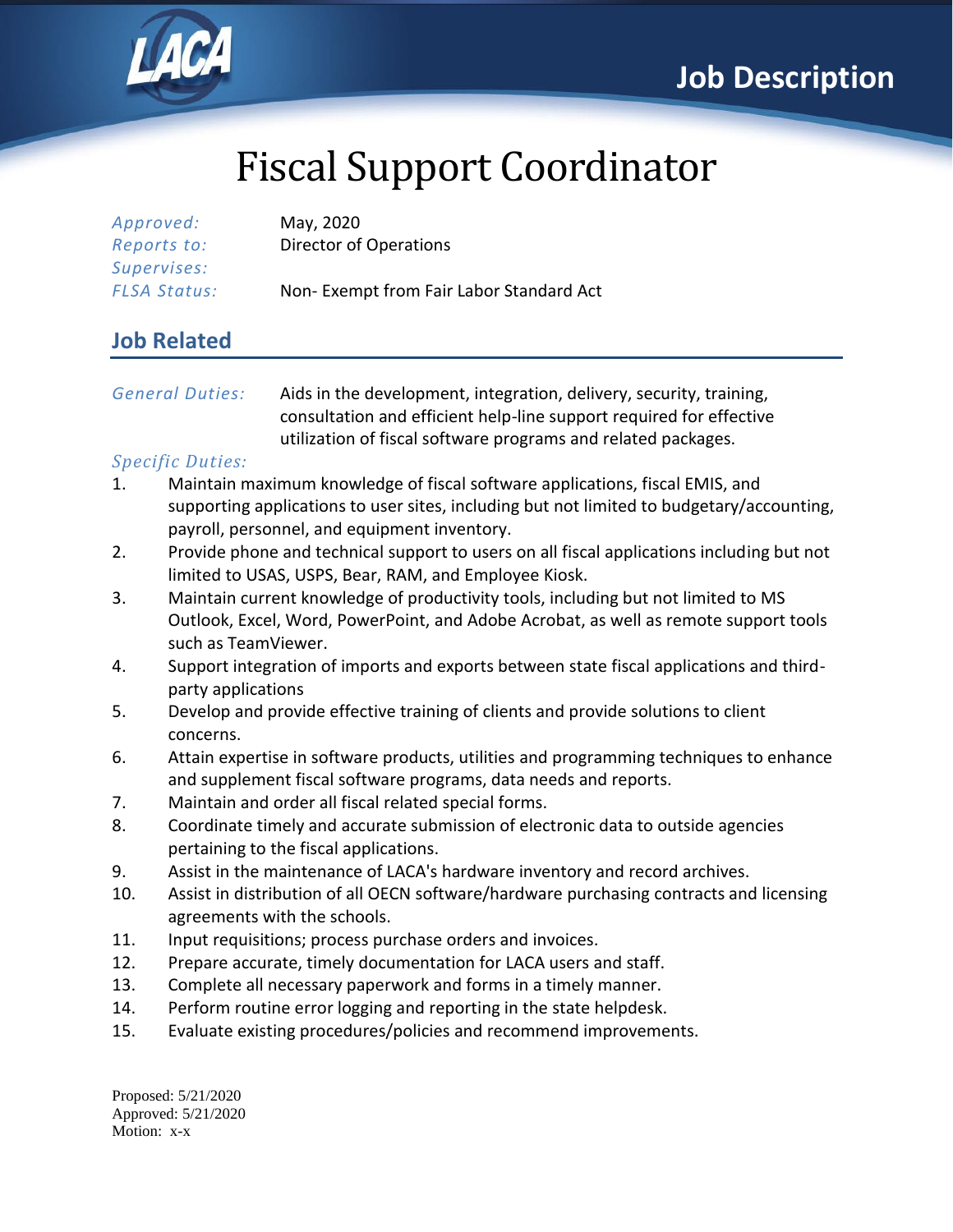Job Description

# Fiscal Support Coordinator

*Approved:* May, 2020
*Reports to:* Director of Operations
*Supervises:*
*FLSA Status:* Non- Exempt from Fair Labor Standard Act

## Job Related

*General Duties:* Aids in the development, integration, delivery, security, training, consultation and efficient help-line support required for effective utilization of fiscal software programs and related packages.

*Specific Duties:*

1. Maintain maximum knowledge of fiscal software applications, fiscal EMIS, and supporting applications to user sites, including but not limited to budgetary/accounting, payroll, personnel, and equipment inventory.
2. Provide phone and technical support to users on all fiscal applications including but not limited to USAS, USPS, Bear, RAM, and Employee Kiosk.
3. Maintain current knowledge of productivity tools, including but not limited to MS Outlook, Excel, Word, PowerPoint, and Adobe Acrobat, as well as remote support tools such as TeamViewer.
4. Support integration of imports and exports between state fiscal applications and third-party applications
5. Develop and provide effective training of clients and provide solutions to client concerns.
6. Attain expertise in software products, utilities and programming techniques to enhance and supplement fiscal software programs, data needs and reports.
7. Maintain and order all fiscal related special forms.
8. Coordinate timely and accurate submission of electronic data to outside agencies pertaining to the fiscal applications.
9. Assist in the maintenance of LACA's hardware inventory and record archives.
10. Assist in distribution of all OECN software/hardware purchasing contracts and licensing agreements with the schools.
11. Input requisitions; process purchase orders and invoices.
12. Prepare accurate, timely documentation for LACA users and staff.
13. Complete all necessary paperwork and forms in a timely manner.
14. Perform routine error logging and reporting in the state helpdesk.
15. Evaluate existing procedures/policies and recommend improvements.

Proposed: 5/21/2020
Approved: 5/21/2020
Motion: x-x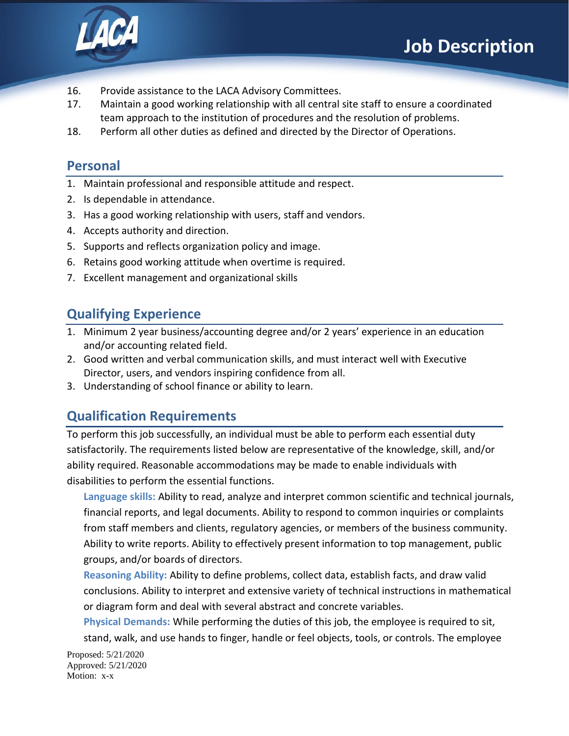16. Provide assistance to the LACA Advisory Committees.
17. Maintain a good working relationship with all central site staff to ensure a coordinated team approach to the institution of procedures and the resolution of problems.
18. Perform all other duties as defined and directed by the Director of Operations.

## Personal

1. Maintain professional and responsible attitude and respect.
2. Is dependable in attendance.
3. Has a good working relationship with users, staff and vendors.
4. Accepts authority and direction.
5. Supports and reflects organization policy and image.
6. Retains good working attitude when overtime is required.
7. Excellent management and organizational skills

## Qualifying Experience

1. Minimum 2 year business/accounting degree and/or 2 years' experience in an education and/or accounting related field.
2. Good written and verbal communication skills, and must interact well with Executive Director, users, and vendors inspiring confidence from all.
3. Understanding of school finance or ability to learn.

## Qualification Requirements

To perform this job successfully, an individual must be able to perform each essential duty satisfactorily. The requirements listed below are representative of the knowledge, skill, and/or ability required. Reasonable accommodations may be made to enable individuals with disabilities to perform the essential functions.

**Language skills:** Ability to read, analyze and interpret common scientific and technical journals, financial reports, and legal documents. Ability to respond to common inquiries or complaints from staff members and clients, regulatory agencies, or members of the business community. Ability to write reports. Ability to effectively present information to top management, public groups, and/or boards of directors.

**Reasoning Ability:** Ability to define problems, collect data, establish facts, and draw valid conclusions. Ability to interpret and extensive variety of technical instructions in mathematical or diagram form and deal with several abstract and concrete variables.

**Physical Demands:** While performing the duties of this job, the employee is required to sit, stand, walk, and use hands to finger, handle or feel objects, tools, or controls. The employee

Proposed: 5/21/2020
Approved: 5/21/2020
Motion: x-x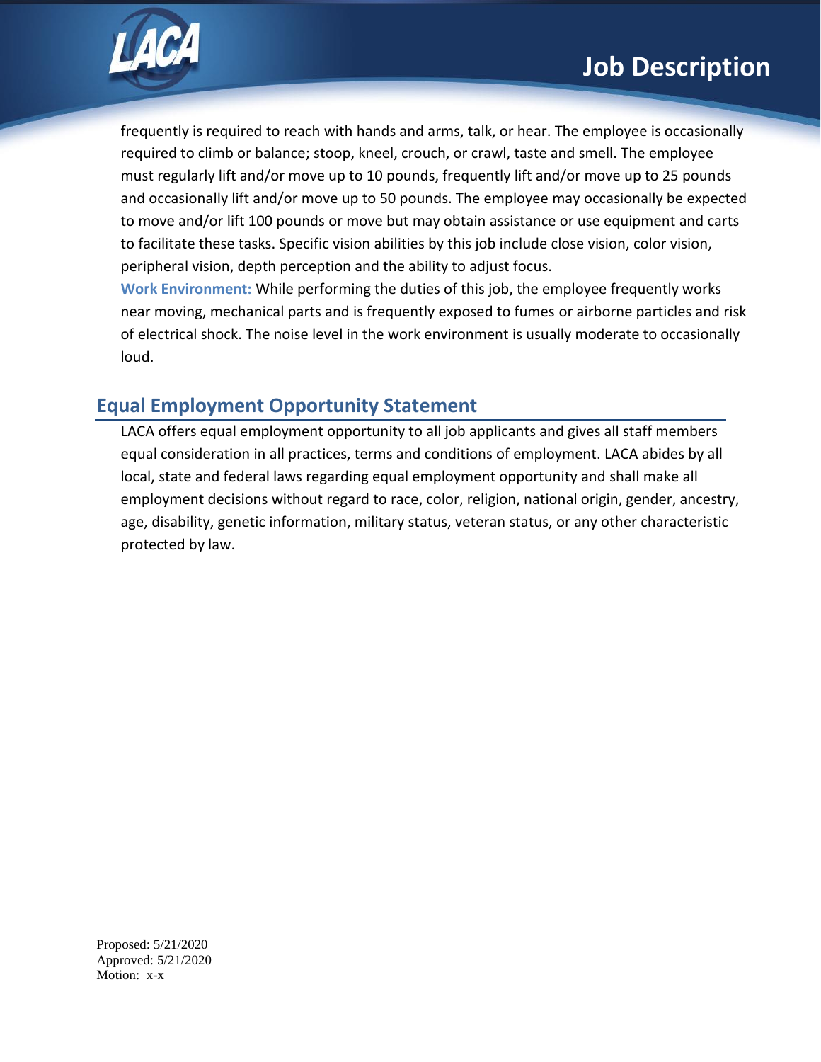frequently is required to reach with hands and arms, talk, or hear. The employee is occasionally required to climb or balance; stoop, kneel, crouch, or crawl, taste and smell. The employee must regularly lift and/or move up to 10 pounds, frequently lift and/or move up to 25 pounds and occasionally lift and/or move up to 50 pounds. The employee may occasionally be expected to move and/or lift 100 pounds or move but may obtain assistance or use equipment and carts to facilitate these tasks. Specific vision abilities by this job include close vision, color vision, peripheral vision, depth perception and the ability to adjust focus.

**Work Environment:** While performing the duties of this job, the employee frequently works near moving, mechanical parts and is frequently exposed to fumes or airborne particles and risk of electrical shock. The noise level in the work environment is usually moderate to occasionally loud.

## Equal Employment Opportunity Statement

LACA offers equal employment opportunity to all job applicants and gives all staff members equal consideration in all practices, terms and conditions of employment. LACA abides by all local, state and federal laws regarding equal employment opportunity and shall make all employment decisions without regard to race, color, religion, national origin, gender, ancestry, age, disability, genetic information, military status, veteran status, or any other characteristic protected by law.

Proposed: 5/21/2020
Approved: 5/21/2020
Motion: x-x